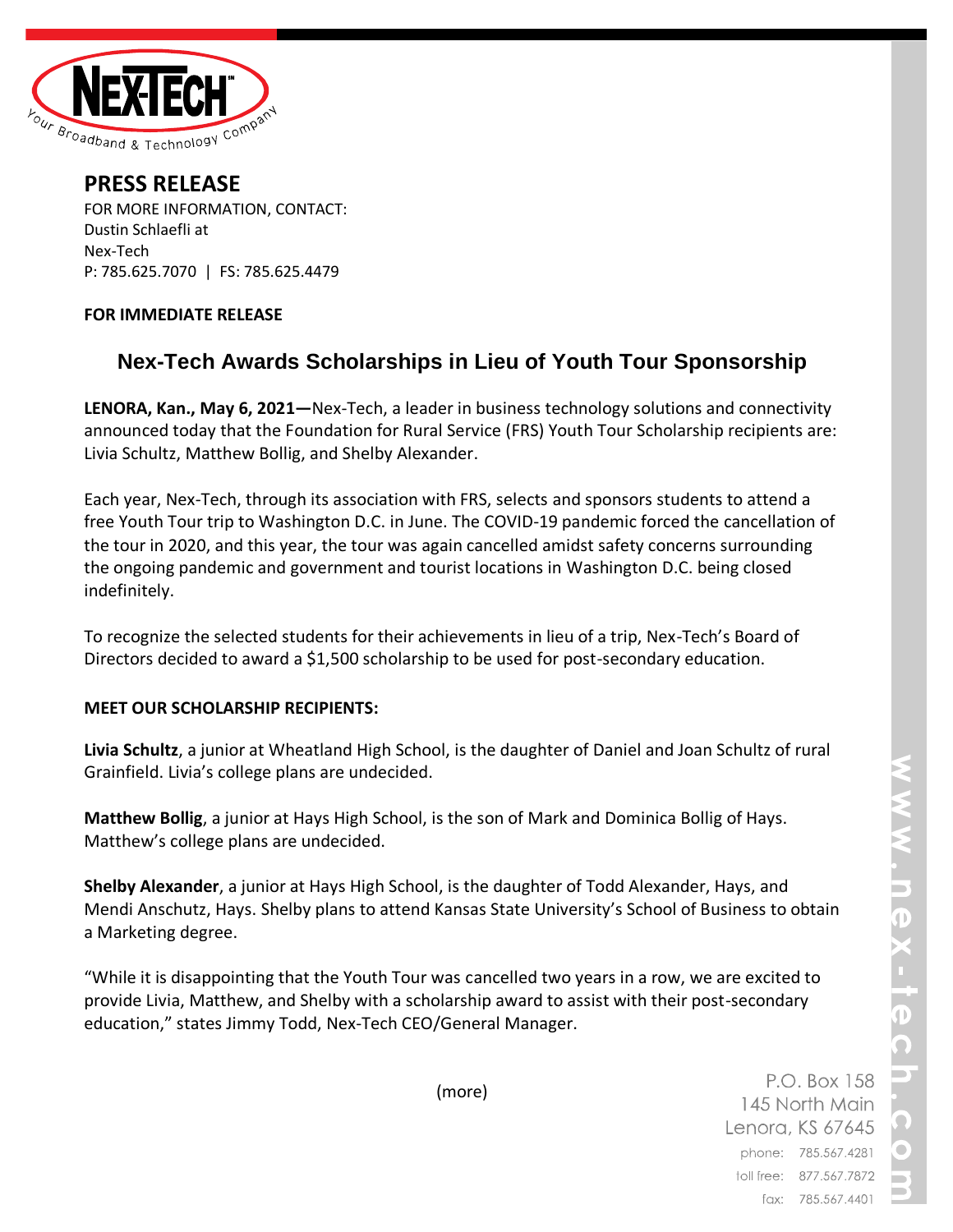# PRESS RELEASE

FOR MORE INFORMATION, CONTACT:
Dustin Schlaefli at
Nex-Tech
P: 785.625.7070 | FS: 785.625.4479

**FOR IMMEDIATE RELEASE**

## Nex-Tech Awards Scholarships in Lieu of Youth Tour Sponsorship

**LENORA, Kan., May 6, 2021—**Nex-Tech, a leader in business technology solutions and connectivity announced today that the Foundation for Rural Service (FRS) Youth Tour Scholarship recipients are: Livia Schultz, Matthew Bollig, and Shelby Alexander.

Each year, Nex-Tech, through its association with FRS, selects and sponsors students to attend a free Youth Tour trip to Washington D.C. in June. The COVID-19 pandemic forced the cancellation of the tour in 2020, and this year, the tour was again cancelled amidst safety concerns surrounding the ongoing pandemic and government and tourist locations in Washington D.C. being closed indefinitely.

To recognize the selected students for their achievements in lieu of a trip, Nex-Tech's Board of Directors decided to award a $1,500 scholarship to be used for post-secondary education.

**MEET OUR SCHOLARSHIP RECIPIENTS:**

**Livia Schultz**, a junior at Wheatland High School, is the daughter of Daniel and Joan Schultz of rural Grainfield. Livia's college plans are undecided.

**Matthew Bollig**, a junior at Hays High School, is the son of Mark and Dominica Bollig of Hays. Matthew's college plans are undecided.

**Shelby Alexander**, a junior at Hays High School, is the daughter of Todd Alexander, Hays, and Mendi Anschutz, Hays. Shelby plans to attend Kansas State University's School of Business to obtain a Marketing degree.

"While it is disappointing that the Youth Tour was cancelled two years in a row, we are excited to provide Livia, Matthew, and Shelby with a scholarship award to assist with their post-secondary education," states Jimmy Todd, Nex-Tech CEO/General Manager.

(more)

P.O. Box 158
145 North Main
Lenora, KS 67645
phone: 785.567.4281
toll free: 877.567.7872
fax: 785.567.4401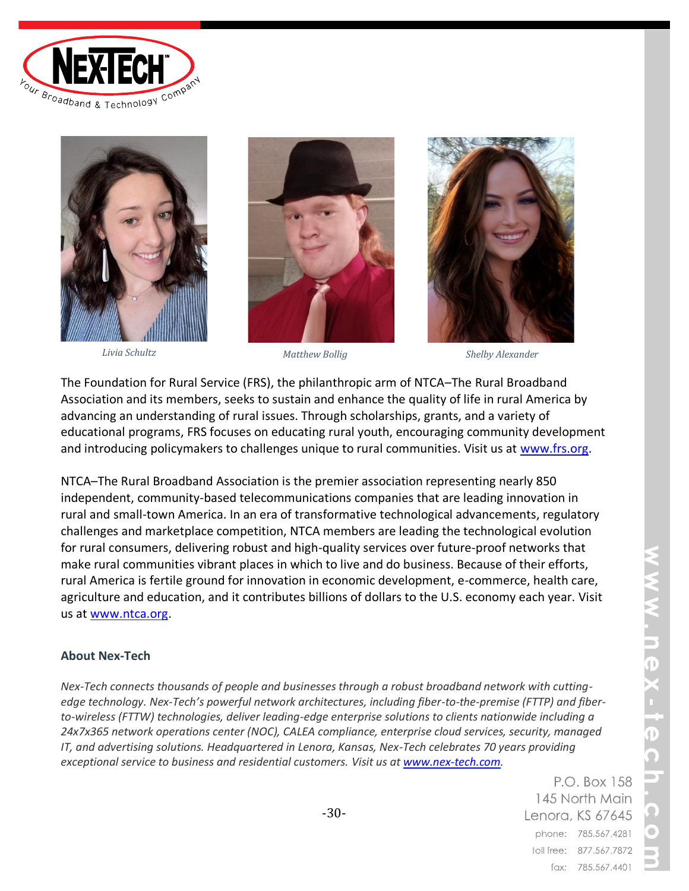Livia Schultz

Matthew Bollig

Shelby Alexander

The Foundation for Rural Service (FRS), the philanthropic arm of NTCA–The Rural Broadband Association and its members, seeks to sustain and enhance the quality of life in rural America by advancing an understanding of rural issues. Through scholarships, grants, and a variety of educational programs, FRS focuses on educating rural youth, encouraging community development and introducing policymakers to challenges unique to rural communities. Visit us at [www.frs.org](http://www.frs.org).

NTCA–The Rural Broadband Association is the premier association representing nearly 850 independent, community-based telecommunications companies that are leading innovation in rural and small-town America. In an era of transformative technological advancements, regulatory challenges and marketplace competition, NTCA members are leading the technological evolution for rural consumers, delivering robust and high-quality services over future-proof networks that make rural communities vibrant places in which to live and do business. Because of their efforts, rural America is fertile ground for innovation in economic development, e-commerce, health care, agriculture and education, and it contributes billions of dollars to the U.S. economy each year. Visit us at [www.ntca.org](http://www.ntca.org).

### About Nex-Tech

*Nex-Tech connects thousands of people and businesses through a robust broadband network with cutting-edge technology. Nex-Tech's powerful network architectures, including fiber-to-the-premise (FTTP) and fiber-to-wireless (FTTW) technologies, deliver leading-edge enterprise solutions to clients nationwide including a 24x7x365 network operations center (NOC), CALEA compliance, enterprise cloud services, security, managed IT, and advertising solutions. Headquartered in Lenora, Kansas, Nex-Tech celebrates 70 years providing exceptional service to business and residential customers. Visit us at [www.nex-tech.com](http://www.nex-tech.com).*

-30-

P.O. Box 158
145 North Main
Lenora, KS 67645
phone: 785.567.4281
toll free: 877.567.7872
fax: 785.567.4401